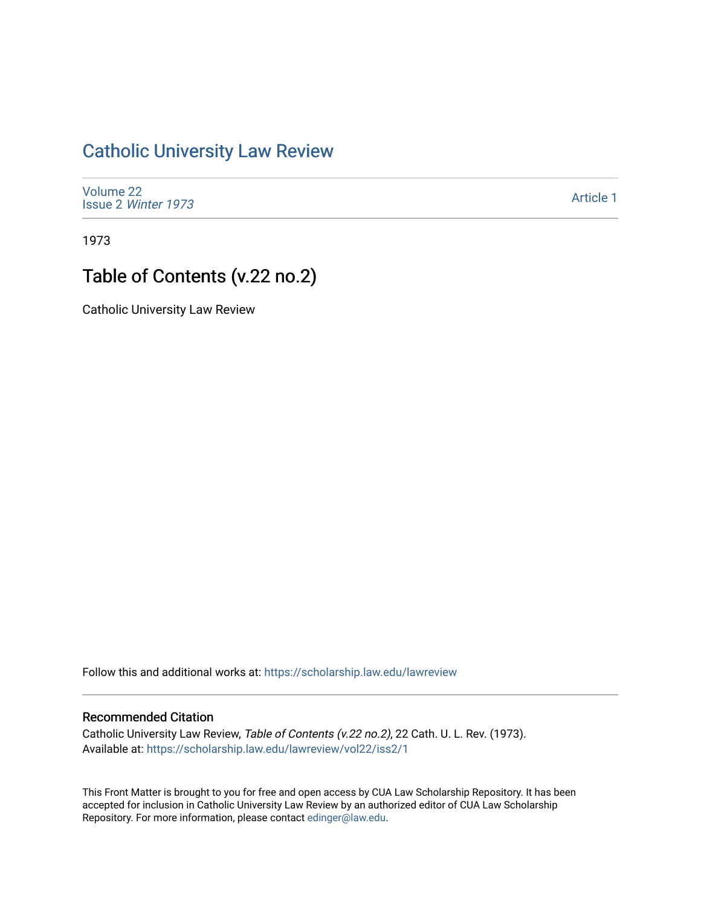# Catholic University Law Review

Volume 22
Issue 2 *Winter 1973*

Article 1

1973

## Table of Contents (v.22 no.2)

Catholic University Law Review

Follow this and additional works at: https://scholarship.law.edu/lawreview

### Recommended Citation

Catholic University Law Review, *Table of Contents (v.22 no.2)*, 22 Cath. U. L. Rev. (1973).
Available at: https://scholarship.law.edu/lawreview/vol22/iss2/1

This Front Matter is brought to you for free and open access by CUA Law Scholarship Repository. It has been accepted for inclusion in Catholic University Law Review by an authorized editor of CUA Law Scholarship Repository. For more information, please contact edinger@law.edu.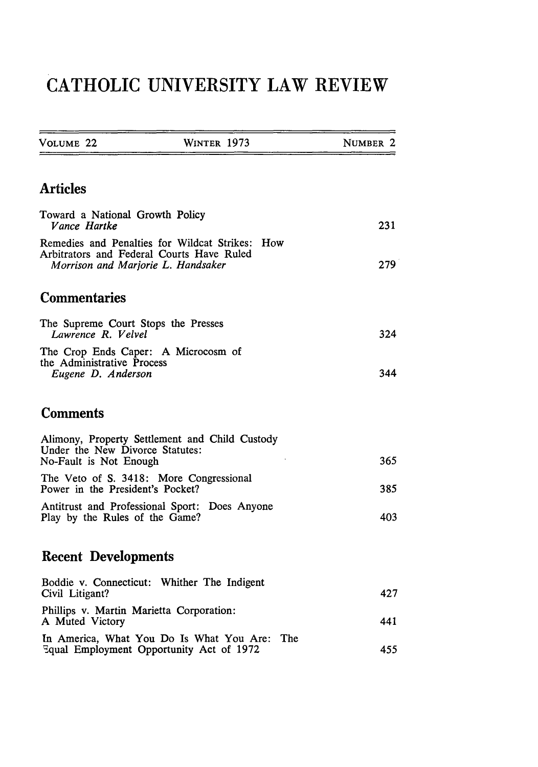# CATHOLIC UNIVERSITY LAW REVIEW

| VOLUME 22 | WINTER 1973 | NUMBER 2 |
|---|---|---|

## Articles

Toward a National Growth Policy
*Vance Hartke* 231

Remedies and Penalties for Wildcat Strikes: How Arbitrators and Federal Courts Have Ruled
*Morrison and Marjorie L. Handsaker* 279

## Commentaries

The Supreme Court Stops the Presses
*Lawrence R. Velvel* 324

The Crop Ends Caper: A Microcosm of the Administrative Process
*Eugene D. Anderson* 344

## Comments

Alimony, Property Settlement and Child Custody Under the New Divorce Statutes: No-Fault is Not Enough 365

The Veto of S. 3418: More Congressional Power in the President's Pocket? 385

Antitrust and Professional Sport: Does Anyone Play by the Rules of the Game? 403

## Recent Developments

Boddie v. Connecticut: Whither The Indigent Civil Litigant? 427

Phillips v. Martin Marietta Corporation: A Muted Victory 441

In America, What You Do Is What You Are: The Equal Employment Opportunity Act of 1972 455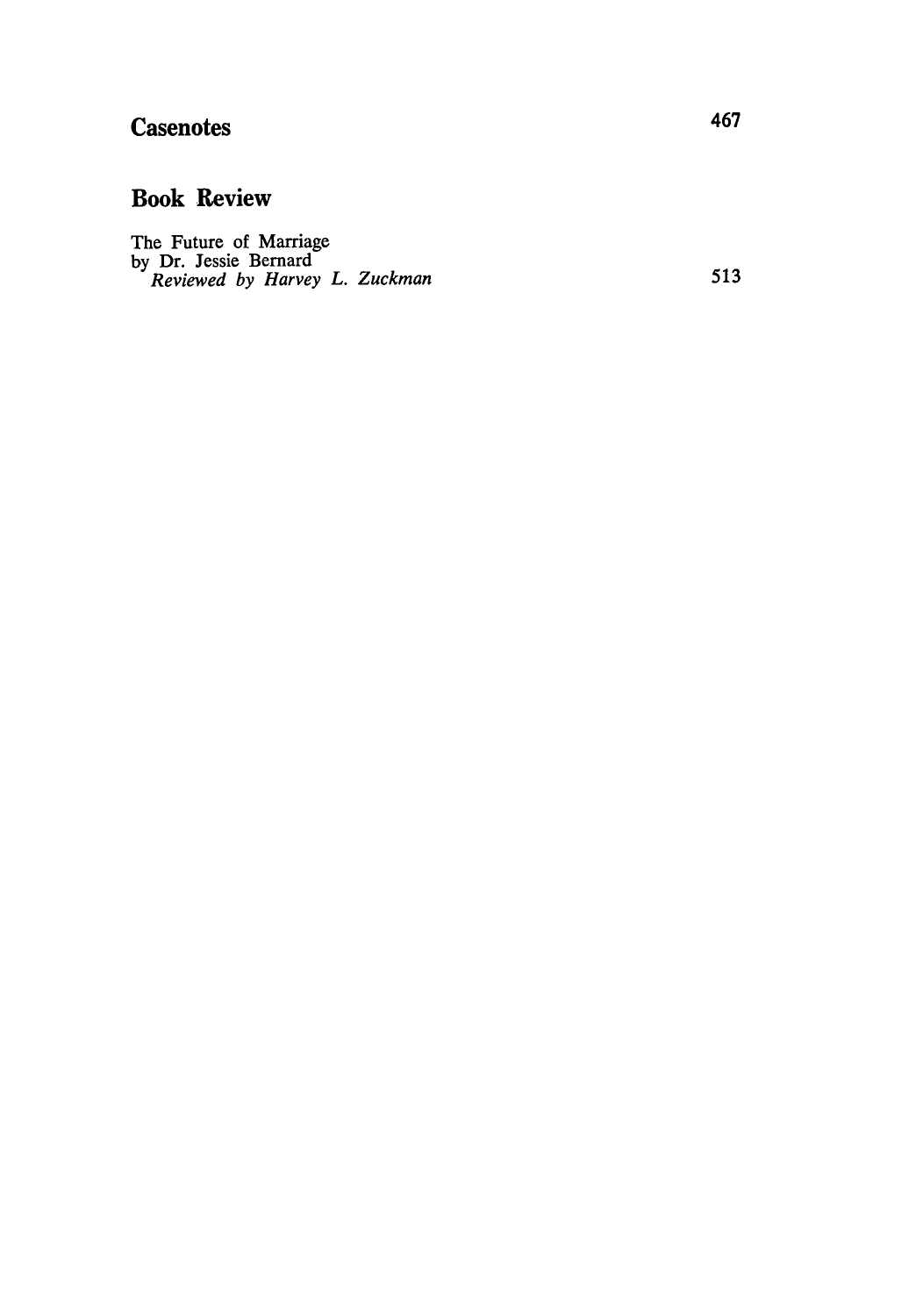## Casenotes 467

## Book Review

The Future of Marriage
by Dr. Jessie Bernard
*Reviewed by Harvey L. Zuckman* 513